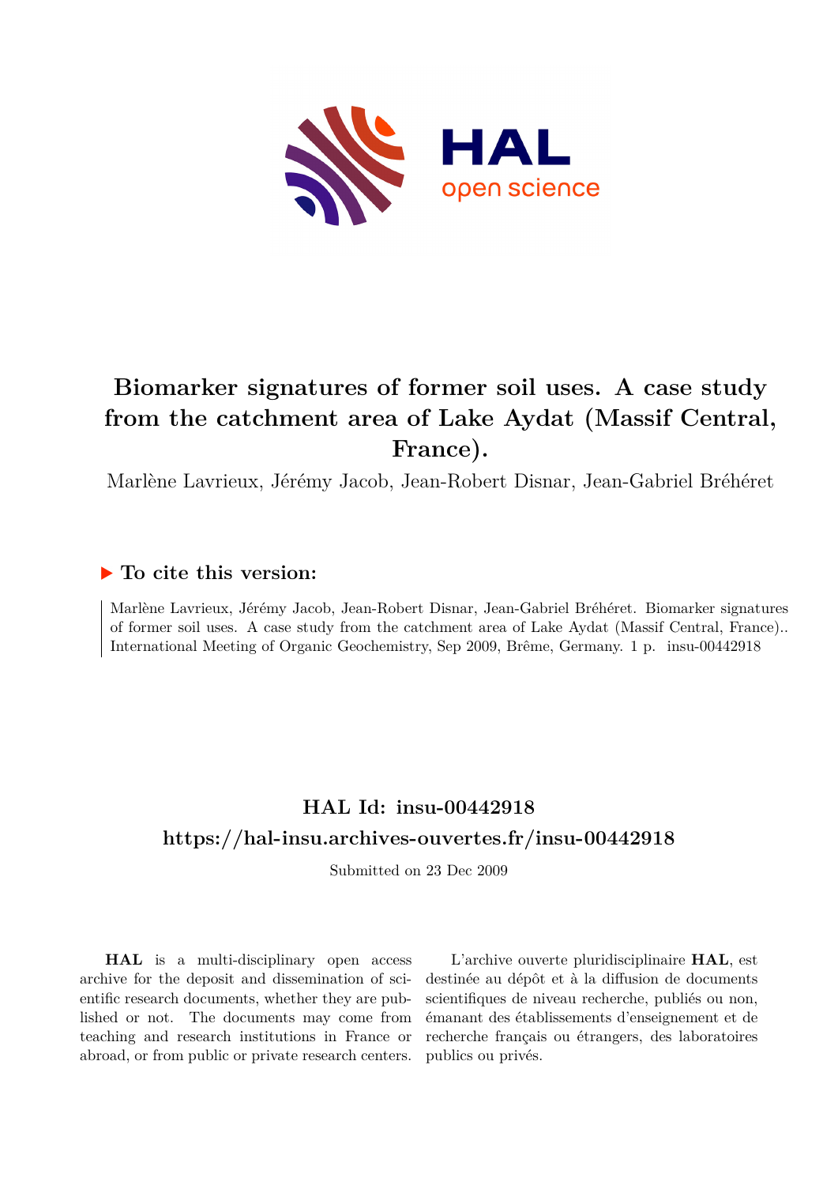# Biomarker signatures of former soil uses. A case study from the catchment area of Lake Aydat (Massif Central, France).

Marlène Lavrieux, Jérémy Jacob, Jean-Robert Disnar, Jean-Gabriel Bréhéret

## ▶ To cite this version:

Marlène Lavrieux, Jérémy Jacob, Jean-Robert Disnar, Jean-Gabriel Bréhéret. Biomarker signatures of former soil uses. A case study from the catchment area of Lake Aydat (Massif Central, France).. International Meeting of Organic Geochemistry, Sep 2009, Brême, Germany. 1 p. insu-00442918

## HAL Id: insu-00442918

## https://hal-insu.archives-ouvertes.fr/insu-00442918

Submitted on 23 Dec 2009

**HAL** is a multi-disciplinary open access archive for the deposit and dissemination of scientific research documents, whether they are published or not. The documents may come from teaching and research institutions in France or abroad, or from public or private research centers.

L'archive ouverte pluridisciplinaire **HAL**, est destinée au dépôt et à la diffusion de documents scientifiques de niveau recherche, publiés ou non, émanant des établissements d'enseignement et de recherche français ou étrangers, des laboratoires publics ou privés.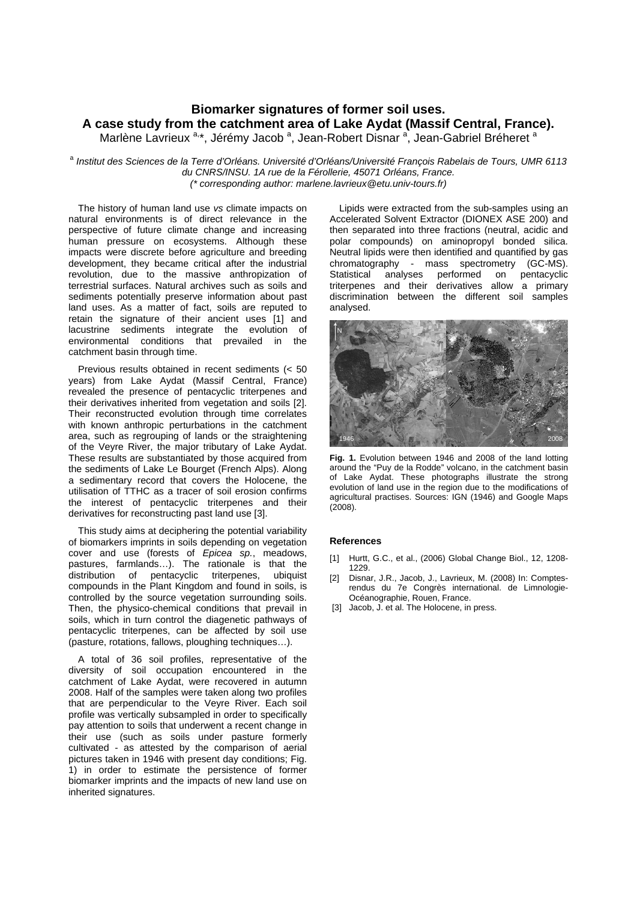# Biomarker signatures of former soil uses. A case study from the catchment area of Lake Aydat (Massif Central, France).

Marlène Lavrieux [a,*], Jérémy Jacob [a], Jean-Robert Disnar [a], Jean-Gabriel Bréheret [a]

[a] *Institut des Sciences de la Terre d'Orléans. Université d'Orléans/Université François Rabelais de Tours, UMR 6113 du CNRS/INSU. 1A rue de la Férollerie, 45071 Orléans, France.*
*(\* corresponding author: marlene.lavrieux@etu.univ-tours.fr)*

The history of human land use *vs* climate impacts on natural environments is of direct relevance in the perspective of future climate change and increasing human pressure on ecosystems. Although these impacts were discrete before agriculture and breeding development, they became critical after the industrial revolution, due to the massive anthropization of terrestrial surfaces. Natural archives such as soils and sediments potentially preserve information about past land uses. As a matter of fact, soils are reputed to retain the signature of their ancient uses [1] and lacustrine sediments integrate the evolution of environmental conditions that prevailed in the catchment basin through time.

Previous results obtained in recent sediments (< 50 years) from Lake Aydat (Massif Central, France) revealed the presence of pentacyclic triterpenes and their derivatives inherited from vegetation and soils [2]. Their reconstructed evolution through time correlates with known anthropic perturbations in the catchment area, such as regrouping of lands or the straightening of the Veyre River, the major tributary of Lake Aydat. These results are substantiated by those acquired from the sediments of Lake Le Bourget (French Alps). Along a sedimentary record that covers the Holocene, the utilisation of TTHC as a tracer of soil erosion confirms the interest of pentacyclic triterpenes and their derivatives for reconstructing past land use [3].

This study aims at deciphering the potential variability of biomarkers imprints in soils depending on vegetation cover and use (forests of *Epicea sp.*, meadows, pastures, farmlands…). The rationale is that the distribution of pentacyclic triterpenes, ubiquist compounds in the Plant Kingdom and found in soils, is controlled by the source vegetation surrounding soils. Then, the physico-chemical conditions that prevail in soils, which in turn control the diagenetic pathways of pentacyclic triterpenes, can be affected by soil use (pasture, rotations, fallows, ploughing techniques…).

A total of 36 soil profiles, representative of the diversity of soil occupation encountered in the catchment of Lake Aydat, were recovered in autumn 2008. Half of the samples were taken along two profiles that are perpendicular to the Veyre River. Each soil profile was vertically subsampled in order to specifically pay attention to soils that underwent a recent change in their use (such as soils under pasture formerly cultivated - as attested by the comparison of aerial pictures taken in 1946 with present day conditions; Fig. 1) in order to estimate the persistence of former biomarker imprints and the impacts of new land use on inherited signatures.

Lipids were extracted from the sub-samples using an Accelerated Solvent Extractor (DIONEX ASE 200) and then separated into three fractions (neutral, acidic and polar compounds) on aminopropyl bonded silica. Neutral lipids were then identified and quantified by gas chromatography - mass spectrometry (GC-MS). Statistical analyses performed on pentacyclic triterpenes and their derivatives allow a primary discrimination between the different soil samples analysed.

N
1946
2008

**Fig. 1.** Evolution between 1946 and 2008 of the land lotting around the "Puy de la Rodde" volcano, in the catchment basin of Lake Aydat. These photographs illustrate the strong evolution of land use in the region due to the modifications of agricultural practises. Sources: IGN (1946) and Google Maps (2008).

### References

[1] Hurtt, G.C., et al., (2006) Global Change Biol., 12, 1208-1229.

[2] Disnar, J.R., Jacob, J., Lavrieux, M. (2008) In: Comptes-rendus du 7e Congrès international. de Limnologie-Océanographie, Rouen, France.

[3] Jacob, J. et al. The Holocene, in press.